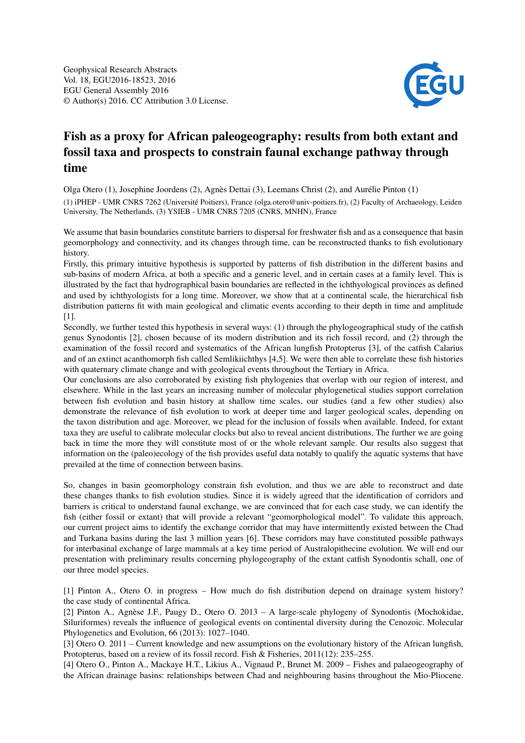Geophysical Research Abstracts
Vol. 18, EGU2016-18523, 2016
EGU General Assembly 2016
© Author(s) 2016. CC Attribution 3.0 License.

# Fish as a proxy for African paleogeography: results from both extant and fossil taxa and prospects to constrain faunal exchange pathway through time

Olga Otero (1), Josephine Joordens (2), Agnès Dettai (3), Leemans Christ (2), and Aurélie Pinton (1)

(1) iPHEP - UMR CNRS 7262 (Université Poitiers), France (olga.otero@univ-poitiers.fr), (2) Faculty of Archaeology, Leiden University, The Netherlands, (3) YSIEB - UMR CNRS 7205 (CNRS, MNHN), France

We assume that basin boundaries constitute barriers to dispersal for freshwater fish and as a consequence that basin geomorphology and connectivity, and its changes through time, can be reconstructed thanks to fish evolutionary history.

Firstly, this primary intuitive hypothesis is supported by patterns of fish distribution in the different basins and sub-basins of modern Africa, at both a specific and a generic level, and in certain cases at a family level. This is illustrated by the fact that hydrographical basin boundaries are reflected in the ichthyological provinces as defined and used by ichthyologists for a long time. Moreover, we show that at a continental scale, the hierarchical fish distribution patterns fit with main geological and climatic events according to their depth in time and amplitude [1].

Secondly, we further tested this hypothesis in several ways: (1) through the phylogeographical study of the catfish genus Synodontis [2], chosen because of its modern distribution and its rich fossil record, and (2) through the examination of the fossil record and systematics of the African lungfish Protopterus [3], of the catfish Calarius and of an extinct acanthomorph fish called Semlikiichthys [4,5]. We were then able to correlate these fish histories with quaternary climate change and with geological events throughout the Tertiary in Africa.

Our conclusions are also corroborated by existing fish phylogenies that overlap with our region of interest, and elsewhere. While in the last years an increasing number of molecular phylogenetical studies support correlation between fish evolution and basin history at shallow time scales, our studies (and a few other studies) also demonstrate the relevance of fish evolution to work at deeper time and larger geological scales, depending on the taxon distribution and age. Moreover, we plead for the inclusion of fossils when available. Indeed, for extant taxa they are useful to calibrate molecular clocks but also to reveal ancient distributions. The further we are going back in time the more they will constitute most of or the whole relevant sample. Our results also suggest that information on the (paleo)ecology of the fish provides useful data notably to qualify the aquatic systems that have prevailed at the time of connection between basins.

So, changes in basin geomorphology constrain fish evolution, and thus we are able to reconstruct and date these changes thanks to fish evolution studies. Since it is widely agreed that the identification of corridors and barriers is critical to understand faunal exchange, we are convinced that for each case study, we can identify the fish (either fossil or extant) that will provide a relevant "geomorphological model". To validate this approach, our current project aims to identify the exchange corridor that may have intermittently existed between the Chad and Turkana basins during the last 3 million years [6]. These corridors may have constituted possible pathways for interbasinal exchange of large mammals at a key time period of Australopithecine evolution. We will end our presentation with preliminary results concerning phylogeography of the extant catfish Synodontis schall, one of our three model species.

[1] Pinton A., Otero O. in progress – How much do fish distribution depend on drainage system history? the case study of continental Africa.

[2] Pinton A., Agnèse J.F., Paugy D., Otero O. 2013 – A large-scale phylogeny of Synodontis (Mochokidae, Siluriformes) reveals the influence of geological events on continental diversity during the Cenozoic. Molecular Phylogenetics and Evolution, 66 (2013): 1027–1040.

[3] Otero O. 2011 – Current knowledge and new assumptions on the evolutionary history of the African lungfish, Protopterus, based on a review of its fossil record. Fish & Fisheries, 2011(12): 235–255.

[4] Otero O., Pinton A., Mackaye H.T., Likius A., Vignaud P., Brunet M. 2009 – Fishes and palaeogeography of the African drainage basins: relationships between Chad and neighbouring basins throughout the Mio-Pliocene.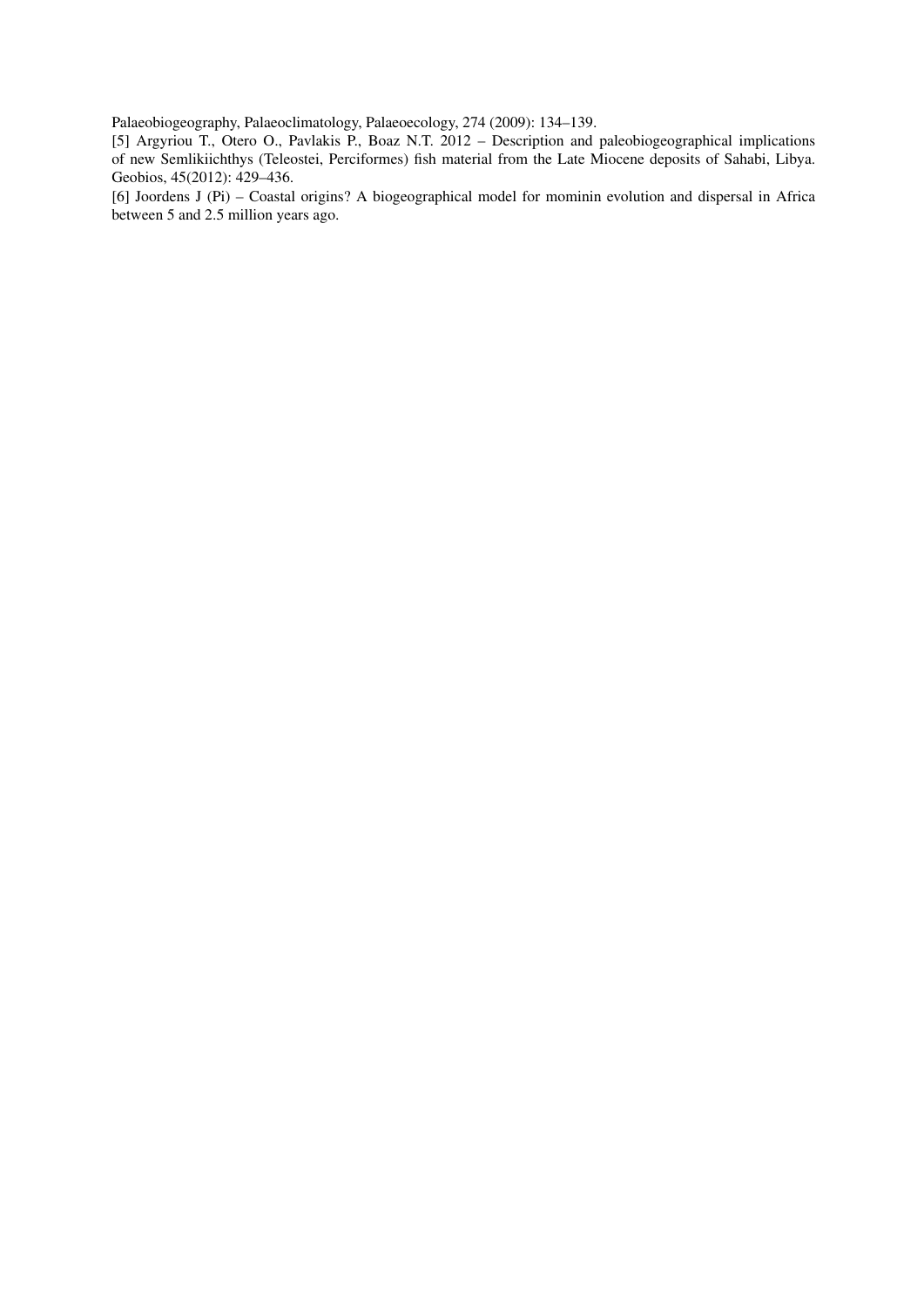Palaeobiogeography, Palaeoclimatology, Palaeoecology, 274 (2009): 134–139.

[5] Argyriou T., Otero O., Pavlakis P., Boaz N.T. 2012 – Description and paleobiogeographical implications of new Semlikiichthys (Teleostei, Perciformes) fish material from the Late Miocene deposits of Sahabi, Libya. Geobios, 45(2012): 429–436.

[6] Joordens J (Pi) – Coastal origins? A biogeographical model for mominin evolution and dispersal in Africa between 5 and 2.5 million years ago.